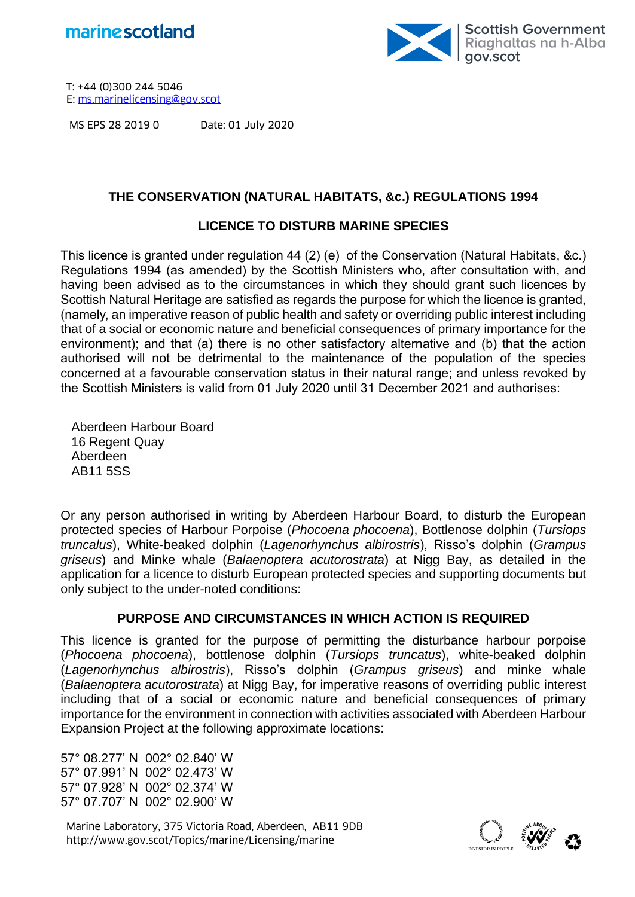marinescotland

Scottish Government
Riaghaltas na h-Alba
gov.scot

T: +44 (0)300 244 5046
E: ms.marinelicensing@gov.scot

MS EPS 28 2019 0 Date: 01 July 2020

## THE CONSERVATION (NATURAL HABITATS, &c.) REGULATIONS 1994

## LICENCE TO DISTURB MARINE SPECIES

This licence is granted under regulation 44 (2) (e) of the Conservation (Natural Habitats, &c.) Regulations 1994 (as amended) by the Scottish Ministers who, after consultation with, and having been advised as to the circumstances in which they should grant such licences by Scottish Natural Heritage are satisfied as regards the purpose for which the licence is granted, (namely, an imperative reason of public health and safety or overriding public interest including that of a social or economic nature and beneficial consequences of primary importance for the environment); and that (a) there is no other satisfactory alternative and (b) that the action authorised will not be detrimental to the maintenance of the population of the species concerned at a favourable conservation status in their natural range; and unless revoked by the Scottish Ministers is valid from 01 July 2020 until 31 December 2021 and authorises:

Aberdeen Harbour Board
16 Regent Quay
Aberdeen
AB11 5SS

Or any person authorised in writing by Aberdeen Harbour Board, to disturb the European protected species of Harbour Porpoise (*Phocoena phocoena*), Bottlenose dolphin (*Tursiops truncalus*), White-beaked dolphin (*Lagenorhynchus albirostris*), Risso's dolphin (*Grampus griseus*) and Minke whale (*Balaenoptera acutorostrata*) at Nigg Bay, as detailed in the application for a licence to disturb European protected species and supporting documents but only subject to the under-noted conditions:

## PURPOSE AND CIRCUMSTANCES IN WHICH ACTION IS REQUIRED

This licence is granted for the purpose of permitting the disturbance harbour porpoise (*Phocoena phocoena*), bottlenose dolphin (*Tursiops truncatus*), white-beaked dolphin (*Lagenorhynchus albirostris*), Risso's dolphin (*Grampus griseus*) and minke whale (*Balaenoptera acutorostrata*) at Nigg Bay, for imperative reasons of overriding public interest including that of a social or economic nature and beneficial consequences of primary importance for the environment in connection with activities associated with Aberdeen Harbour Expansion Project at the following approximate locations:

57° 08.277' N 002° 02.840' W
57° 07.991' N 002° 02.473' W
57° 07.928' N 002° 02.374' W
57° 07.707' N 002° 02.900' W

Marine Laboratory, 375 Victoria Road, Aberdeen, AB11 9DB
http://www.gov.scot/Topics/marine/Licensing/marine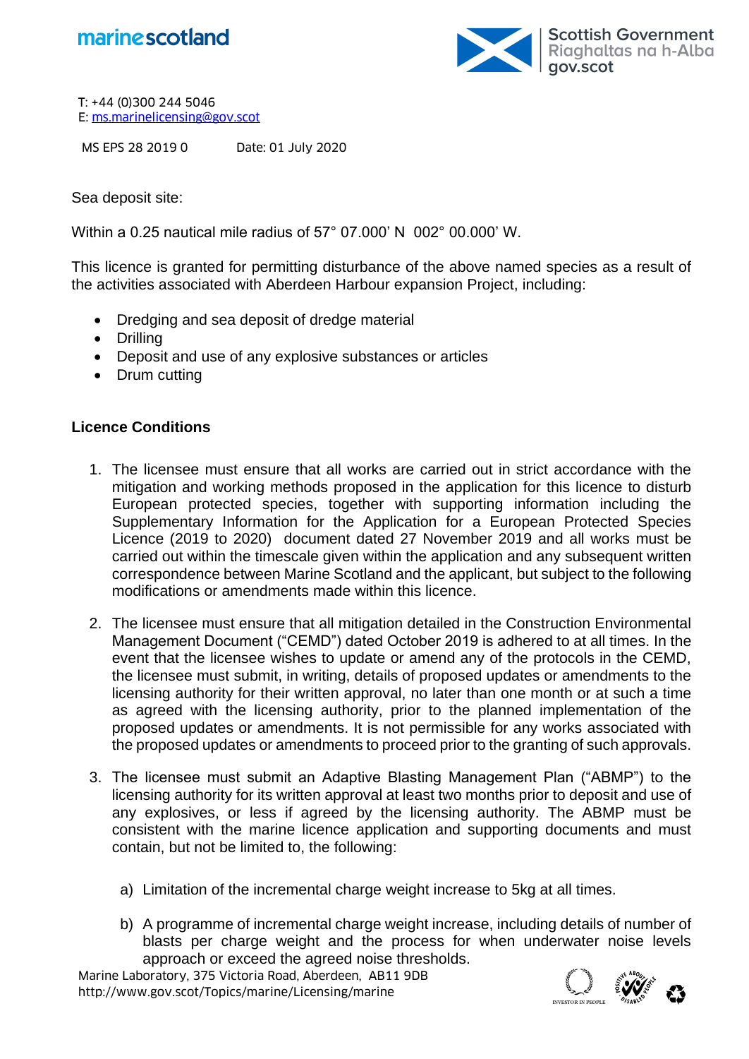T: +44 (0)300 244 5046
E: ms.marinelicensing@gov.scot

MS EPS 28 2019 0 Date: 01 July 2020

Sea deposit site:

Within a 0.25 nautical mile radius of 57° 07.000' N 002° 00.000' W.

This licence is granted for permitting disturbance of the above named species as a result of the activities associated with Aberdeen Harbour expansion Project, including:

- Dredging and sea deposit of dredge material
- Drilling
- Deposit and use of any explosive substances or articles
- Drum cutting

**Licence Conditions**

1. The licensee must ensure that all works are carried out in strict accordance with the mitigation and working methods proposed in the application for this licence to disturb European protected species, together with supporting information including the Supplementary Information for the Application for a European Protected Species Licence (2019 to 2020) document dated 27 November 2019 and all works must be carried out within the timescale given within the application and any subsequent written correspondence between Marine Scotland and the applicant, but subject to the following modifications or amendments made within this licence.

2. The licensee must ensure that all mitigation detailed in the Construction Environmental Management Document ("CEMD") dated October 2019 is adhered to at all times. In the event that the licensee wishes to update or amend any of the protocols in the CEMD, the licensee must submit, in writing, details of proposed updates or amendments to the licensing authority for their written approval, no later than one month or at such a time as agreed with the licensing authority, prior to the planned implementation of the proposed updates or amendments. It is not permissible for any works associated with the proposed updates or amendments to proceed prior to the granting of such approvals.

3. The licensee must submit an Adaptive Blasting Management Plan ("ABMP") to the licensing authority for its written approval at least two months prior to deposit and use of any explosives, or less if agreed by the licensing authority. The ABMP must be consistent with the marine licence application and supporting documents and must contain, but not be limited to, the following:

   a) Limitation of the incremental charge weight increase to 5kg at all times.

   b) A programme of incremental charge weight increase, including details of number of blasts per charge weight and the process for when underwater noise levels approach or exceed the agreed noise thresholds.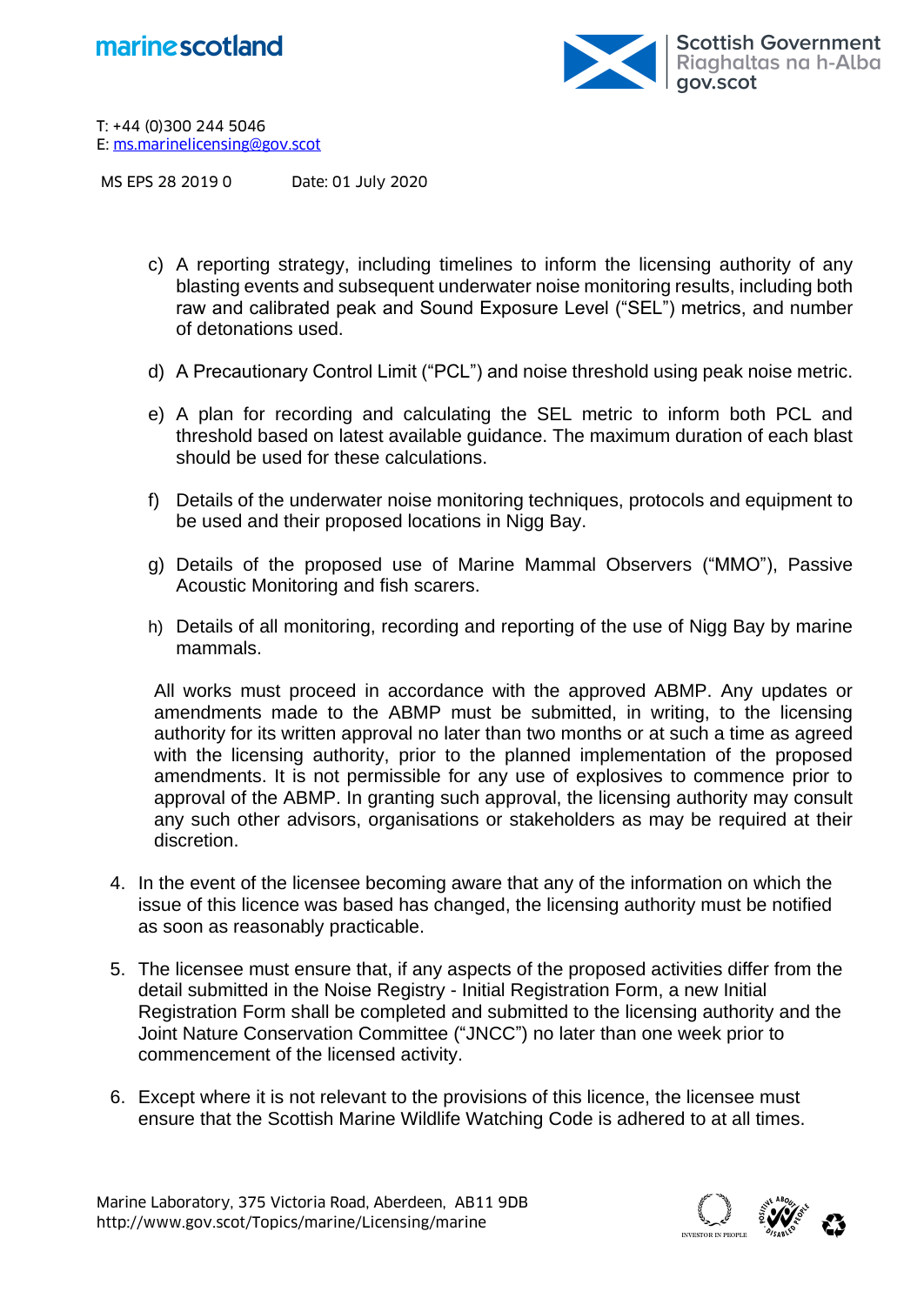T: +44 (0)300 244 5046
E: ms.marinelicensing@gov.scot

MS EPS 28 2019 0 Date: 01 July 2020

c) A reporting strategy, including timelines to inform the licensing authority of any blasting events and subsequent underwater noise monitoring results, including both raw and calibrated peak and Sound Exposure Level ("SEL") metrics, and number of detonations used.

d) A Precautionary Control Limit ("PCL") and noise threshold using peak noise metric.

e) A plan for recording and calculating the SEL metric to inform both PCL and threshold based on latest available guidance. The maximum duration of each blast should be used for these calculations.

f) Details of the underwater noise monitoring techniques, protocols and equipment to be used and their proposed locations in Nigg Bay.

g) Details of the proposed use of Marine Mammal Observers ("MMO"), Passive Acoustic Monitoring and fish scarers.

h) Details of all monitoring, recording and reporting of the use of Nigg Bay by marine mammals.

All works must proceed in accordance with the approved ABMP. Any updates or amendments made to the ABMP must be submitted, in writing, to the licensing authority for its written approval no later than two months or at such a time as agreed with the licensing authority, prior to the planned implementation of the proposed amendments. It is not permissible for any use of explosives to commence prior to approval of the ABMP. In granting such approval, the licensing authority may consult any such other advisors, organisations or stakeholders as may be required at their discretion.

4. In the event of the licensee becoming aware that any of the information on which the issue of this licence was based has changed, the licensing authority must be notified as soon as reasonably practicable.

5. The licensee must ensure that, if any aspects of the proposed activities differ from the detail submitted in the Noise Registry - Initial Registration Form, a new Initial Registration Form shall be completed and submitted to the licensing authority and the Joint Nature Conservation Committee ("JNCC") no later than one week prior to commencement of the licensed activity.

6. Except where it is not relevant to the provisions of this licence, the licensee must ensure that the Scottish Marine Wildlife Watching Code is adhered to at all times.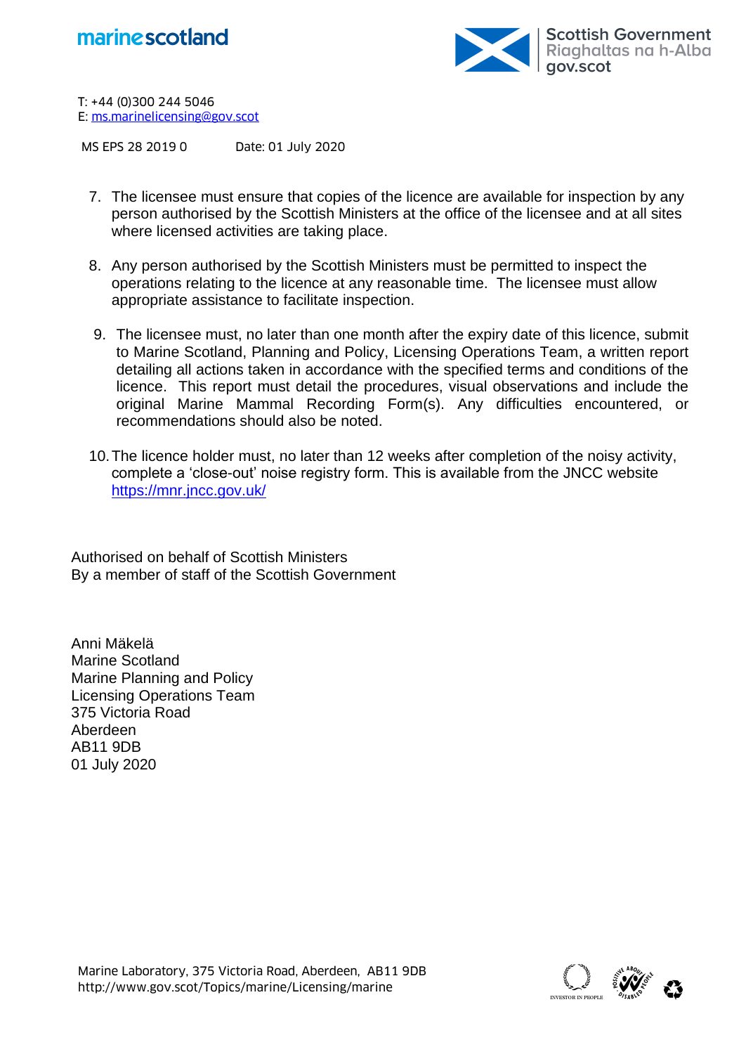T: +44 (0)300 244 5046
E: ms.marinelicensing@gov.scot

MS EPS 28 2019 0 Date: 01 July 2020

7. The licensee must ensure that copies of the licence are available for inspection by any person authorised by the Scottish Ministers at the office of the licensee and at all sites where licensed activities are taking place.

8. Any person authorised by the Scottish Ministers must be permitted to inspect the operations relating to the licence at any reasonable time. The licensee must allow appropriate assistance to facilitate inspection.

9. The licensee must, no later than one month after the expiry date of this licence, submit to Marine Scotland, Planning and Policy, Licensing Operations Team, a written report detailing all actions taken in accordance with the specified terms and conditions of the licence. This report must detail the procedures, visual observations and include the original Marine Mammal Recording Form(s). Any difficulties encountered, or recommendations should also be noted.

10. The licence holder must, no later than 12 weeks after completion of the noisy activity, complete a 'close-out' noise registry form. This is available from the JNCC website https://mnr.jncc.gov.uk/

Authorised on behalf of Scottish Ministers
By a member of staff of the Scottish Government

Anni Mäkelä
Marine Scotland
Marine Planning and Policy
Licensing Operations Team
375 Victoria Road
Aberdeen
AB11 9DB
01 July 2020

Marine Laboratory, 375 Victoria Road, Aberdeen, AB11 9DB
http://www.gov.scot/Topics/marine/Licensing/marine